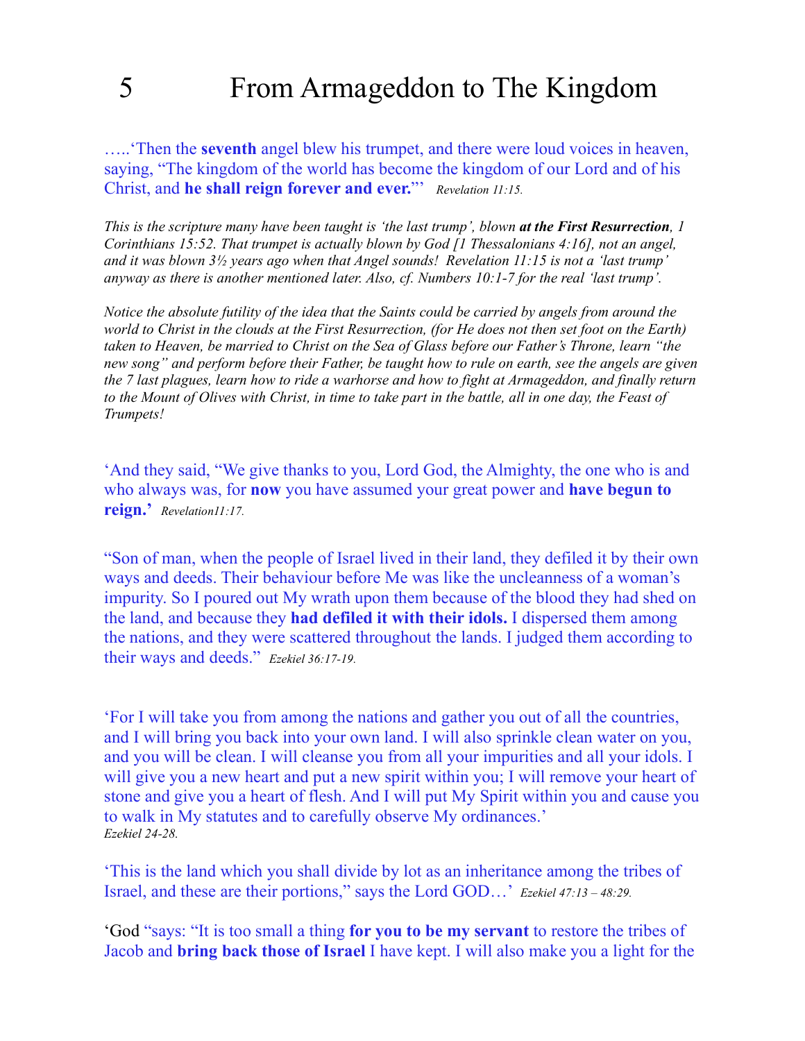# 5 From Armageddon to The Kingdom

…..'Then the **seventh** angel blew his trumpet, and there were loud voices in heaven, saying, "The kingdom of the world has become the kingdom of our Lord and of his Christ, and **he shall reign forever and ever.**"' *Revelation 11:15.*

*This is the scripture many have been taught is 'the last trump', blown **at the First Resurrection**, 1 Corinthians 15:52. That trumpet is actually blown by God [1 Thessalonians 4:16], not an angel, and it was blown 3½ years ago when that Angel sounds! Revelation 11:15 is not a 'last trump' anyway as there is another mentioned later. Also, cf. Numbers 10:1-7 for the real 'last trump'.*

*Notice the absolute futility of the idea that the Saints could be carried by angels from around the world to Christ in the clouds at the First Resurrection, (for He does not then set foot on the Earth) taken to Heaven, be married to Christ on the Sea of Glass before our Father's Throne, learn "the new song" and perform before their Father, be taught how to rule on earth, see the angels are given the 7 last plagues, learn how to ride a warhorse and how to fight at Armageddon, and finally return to the Mount of Olives with Christ, in time to take part in the battle, all in one day, the Feast of Trumpets!*

'And they said, "We give thanks to you, Lord God, the Almighty, the one who is and who always was, for **now** you have assumed your great power and **have begun to reign.**' *Revelation11:17.*

"Son of man, when the people of Israel lived in their land, they defiled it by their own ways and deeds. Their behaviour before Me was like the uncleanness of a woman's impurity. So I poured out My wrath upon them because of the blood they had shed on the land, and because they **had defiled it with their idols.** I dispersed them among the nations, and they were scattered throughout the lands. I judged them according to their ways and deeds." *Ezekiel 36:17-19.*

'For I will take you from among the nations and gather you out of all the countries, and I will bring you back into your own land. I will also sprinkle clean water on you, and you will be clean. I will cleanse you from all your impurities and all your idols. I will give you a new heart and put a new spirit within you; I will remove your heart of stone and give you a heart of flesh. And I will put My Spirit within you and cause you to walk in My statutes and to carefully observe My ordinances.' *Ezekiel 24-28.*

'This is the land which you shall divide by lot as an inheritance among the tribes of Israel, and these are their portions," says the Lord GOD…' *Ezekiel 47:13 – 48:29.*

'God "says: "It is too small a thing **for you to be my servant** to restore the tribes of Jacob and **bring back those of Israel** I have kept. I will also make you a light for the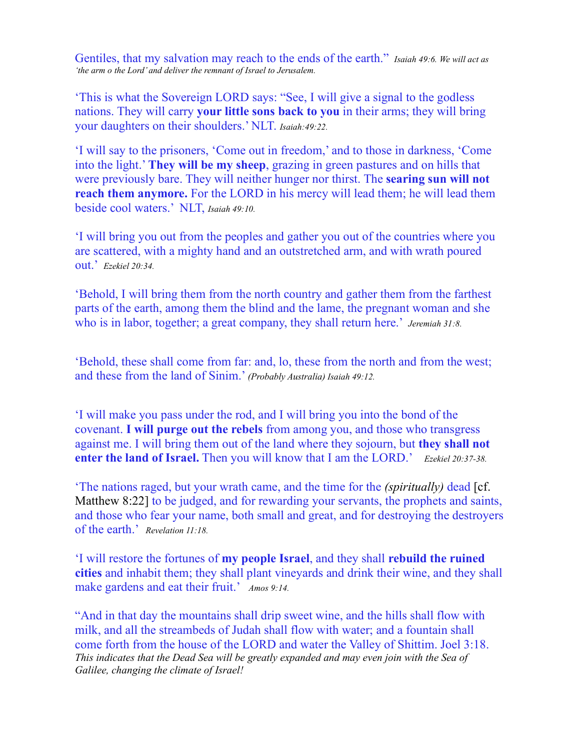Gentiles, that my salvation may reach to the ends of the earth." *Isaiah 49:6. We will act as 'the arm o the Lord' and deliver the remnant of Israel to Jerusalem.*

'This is what the Sovereign LORD says: "See, I will give a signal to the godless nations. They will carry **your little sons back to you** in their arms; they will bring your daughters on their shoulders.' NLT. *Isaiah:49:22.*

'I will say to the prisoners, 'Come out in freedom,' and to those in darkness, 'Come into the light.' **They will be my sheep**, grazing in green pastures and on hills that were previously bare. They will neither hunger nor thirst. The **searing sun will not reach them anymore.** For the LORD in his mercy will lead them; he will lead them beside cool waters.' NLT, *Isaiah 49:10.*

'I will bring you out from the peoples and gather you out of the countries where you are scattered, with a mighty hand and an outstretched arm, and with wrath poured out.' *Ezekiel 20:34.*

'Behold, I will bring them from the north country and gather them from the farthest parts of the earth, among them the blind and the lame, the pregnant woman and she who is in labor, together; a great company, they shall return here.' *Jeremiah 31:8.*

'Behold, these shall come from far: and, lo, these from the north and from the west; and these from the land of Sinim.' *(Probably Australia) Isaiah 49:12.*

'I will make you pass under the rod, and I will bring you into the bond of the covenant. **I will purge out the rebels** from among you, and those who transgress against me. I will bring them out of the land where they sojourn, but **they shall not enter the land of Israel.** Then you will know that I am the LORD.' *Ezekiel 20:37-38.*

'The nations raged, but your wrath came, and the time for the *(spiritually)* dead [cf. Matthew 8:22] to be judged, and for rewarding your servants, the prophets and saints, and those who fear your name, both small and great, and for destroying the destroyers of the earth.' *Revelation 11:18.*

'I will restore the fortunes of **my people Israel**, and they shall **rebuild the ruined cities** and inhabit them; they shall plant vineyards and drink their wine, and they shall make gardens and eat their fruit.' *Amos 9:14.*

"And in that day the mountains shall drip sweet wine, and the hills shall flow with milk, and all the streambeds of Judah shall flow with water; and a fountain shall come forth from the house of the LORD and water the Valley of Shittim. Joel 3:18. *This indicates that the Dead Sea will be greatly expanded and may even join with the Sea of Galilee, changing the climate of Israel!*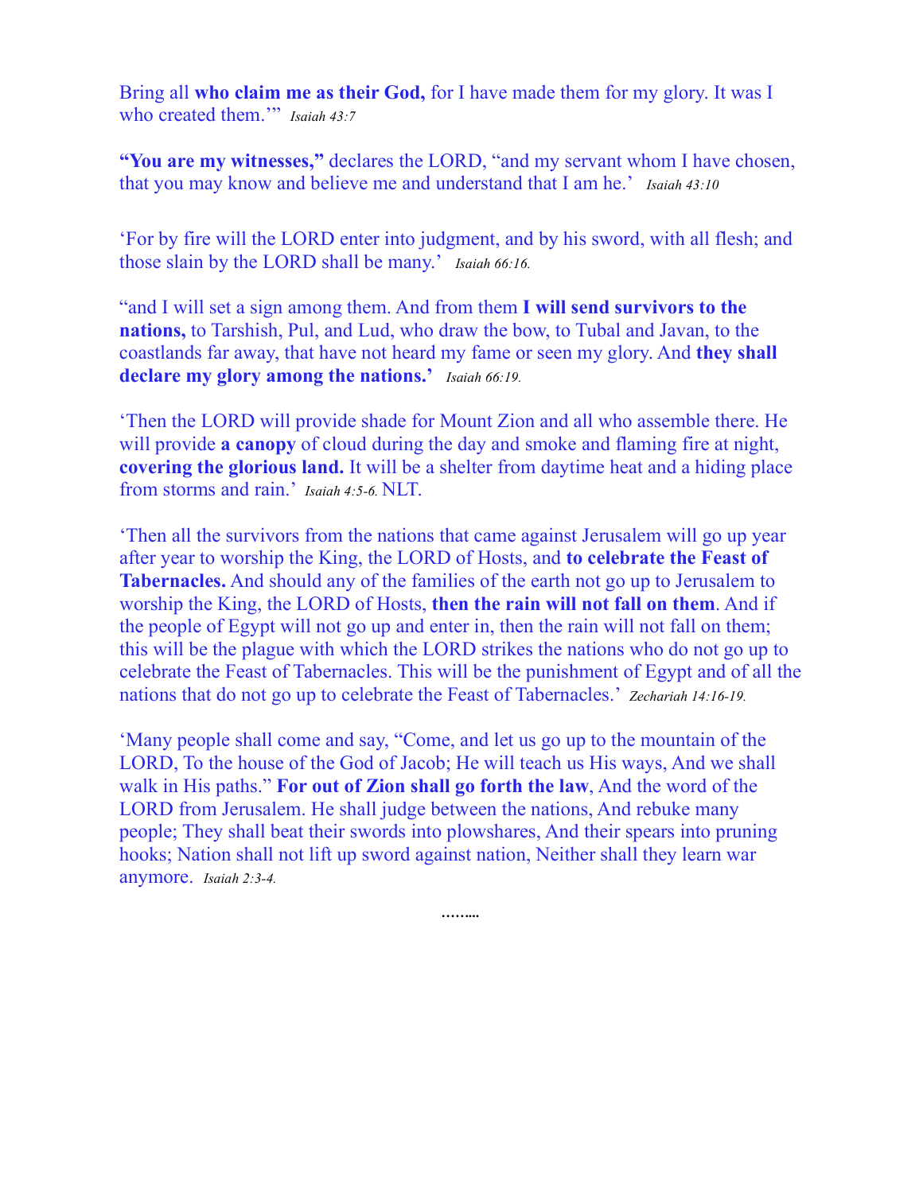Bring all **who claim me as their God,** for I have made them for my glory. It was I who created them.'" *Isaiah 43:7*

**"You are my witnesses,"** declares the LORD, "and my servant whom I have chosen, that you may know and believe me and understand that I am he.' *Isaiah 43:10*

'For by fire will the LORD enter into judgment, and by his sword, with all flesh; and those slain by the LORD shall be many.' *Isaiah 66:16.*

"and I will set a sign among them. And from them **I will send survivors to the nations,** to Tarshish, Pul, and Lud, who draw the bow, to Tubal and Javan, to the coastlands far away, that have not heard my fame or seen my glory. And **they shall declare my glory among the nations.'** *Isaiah 66:19.*

'Then the LORD will provide shade for Mount Zion and all who assemble there. He will provide **a canopy** of cloud during the day and smoke and flaming fire at night, **covering the glorious land.** It will be a shelter from daytime heat and a hiding place from storms and rain.' *Isaiah 4:5-6.* NLT.

'Then all the survivors from the nations that came against Jerusalem will go up year after year to worship the King, the LORD of Hosts, and **to celebrate the Feast of Tabernacles.** And should any of the families of the earth not go up to Jerusalem to worship the King, the LORD of Hosts, **then the rain will not fall on them**. And if the people of Egypt will not go up and enter in, then the rain will not fall on them; this will be the plague with which the LORD strikes the nations who do not go up to celebrate the Feast of Tabernacles. This will be the punishment of Egypt and of all the nations that do not go up to celebrate the Feast of Tabernacles.' *Zechariah 14:16-19.*

'Many people shall come and say, "Come, and let us go up to the mountain of the LORD, To the house of the God of Jacob; He will teach us His ways, And we shall walk in His paths." **For out of Zion shall go forth the law**, And the word of the LORD from Jerusalem. He shall judge between the nations, And rebuke many people; They shall beat their swords into plowshares, And their spears into pruning hooks; Nation shall not lift up sword against nation, Neither shall they learn war anymore. *Isaiah 2:3-4.*

……..